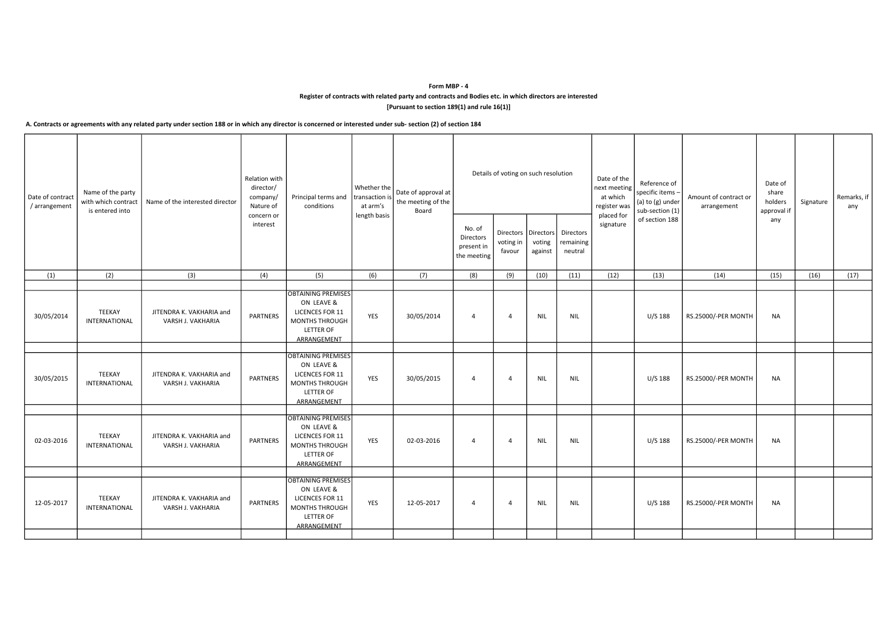**Form MBP - 4**

**Register of contracts with related party and contracts and Bodies etc. in which directors are interested**

**[Pursuant to section 189(1) and rule 16(1)]**

**A. Contracts or agreements with any related party under section 188 or in which any director is concerned or interested under sub- section (2) of section 184**

| Date of contract / arrangement | Name of the party with which contract is entered into | Name of the interested director | Relation with director/ company/ Nature of concern or interest | Principal terms and conditions | Whether the transaction is at arm's length basis | Date of approval at the meeting of the Board | Details of voting on such resolution | | | | Date of the next meeting at which register was placed for signature | Reference of specific items – (a) to (g) under sub-section (1) of section 188 | Amount of contract or arrangement | Date of share holders approval if any | Signature | Remarks, if any |
|---|---|---|---|---|---|---|---|---|---|---|---|---|---|---|---|---|
| | | | | | | | No. of Directors present in the meeting | Directors voting in favour | Directors voting against | Directors remaining neutral | | | | | | |
| (1) | (2) | (3) | (4) | (5) | (6) | (7) | (8) | (9) | (10) | (11) | (12) | (13) | (14) | (15) | (16) | (17) |
| 30/05/2014 | TEEKAY INTERNATIONAL | JITENDRA K. VAKHARIA and VARSH J. VAKHARIA | PARTNERS | OBTAINING PREMISES ON LEAVE & LICENCES FOR 11 MONTHS THROUGH LETTER OF ARRANGEMENT | YES | 30/05/2014 | 4 | 4 | NIL | NIL | | U/S 188 | RS.25000/-PER MONTH | NA | | |
| 30/05/2015 | TEEKAY INTERNATIONAL | JITENDRA K. VAKHARIA and VARSH J. VAKHARIA | PARTNERS | OBTAINING PREMISES ON LEAVE & LICENCES FOR 11 MONTHS THROUGH LETTER OF ARRANGEMENT | YES | 30/05/2015 | 4 | 4 | NIL | NIL | | U/S 188 | RS.25000/-PER MONTH | NA | | |
| 02-03-2016 | TEEKAY INTERNATIONAL | JITENDRA K. VAKHARIA and VARSH J. VAKHARIA | PARTNERS | OBTAINING PREMISES ON LEAVE & LICENCES FOR 11 MONTHS THROUGH LETTER OF ARRANGEMENT | YES | 02-03-2016 | 4 | 4 | NIL | NIL | | U/S 188 | RS.25000/-PER MONTH | NA | | |
| 12-05-2017 | TEEKAY INTERNATIONAL | JITENDRA K. VAKHARIA and VARSH J. VAKHARIA | PARTNERS | OBTAINING PREMISES ON LEAVE & LICENCES FOR 11 MONTHS THROUGH LETTER OF ARRANGEMENT | YES | 12-05-2017 | 4 | 4 | NIL | NIL | | U/S 188 | RS.25000/-PER MONTH | NA | | |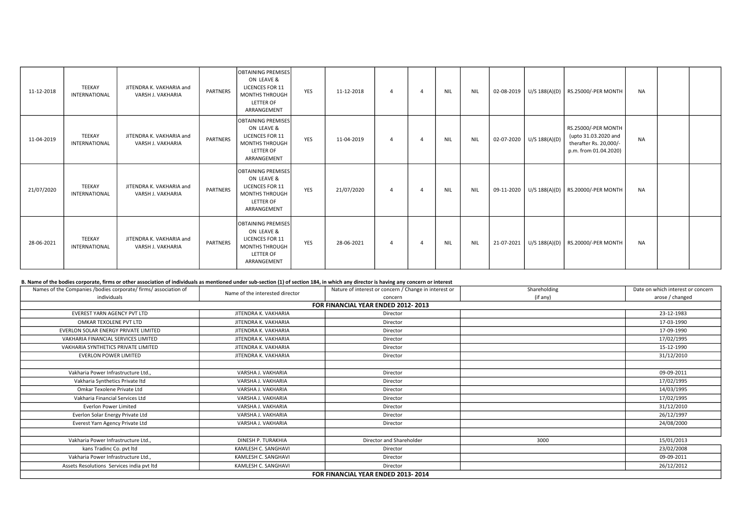| | | | | | | | | | | | | | | | | | |
|---|---|---|---|---|---|---|---|---|---|---|---|---|---|---|---|---|---|
| 11-12-2018 | TEEKAY INTERNATIONAL | JITENDRA K. VAKHARIA and VARSH J. VAKHARIA | PARTNERS | OBTAINING PREMISES ON LEAVE & LICENCES FOR 11 MONTHS THROUGH LETTER OF ARRANGEMENT | YES | 11-12-2018 | 4 | 4 | NIL | NIL | 02-08-2019 | U/S 188(A)(D) | RS.25000/-PER MONTH | NA | | |
| 11-04-2019 | TEEKAY INTERNATIONAL | JITENDRA K. VAKHARIA and VARSH J. VAKHARIA | PARTNERS | OBTAINING PREMISES ON LEAVE & LICENCES FOR 11 MONTHS THROUGH LETTER OF ARRANGEMENT | YES | 11-04-2019 | 4 | 4 | NIL | NIL | 02-07-2020 | U/S 188(A)(D) | RS.25000/-PER MONTH (upto 31.03.2020 and therafter Rs. 20,000/- p.m. from 01.04.2020) | NA | | |
| 21/07/2020 | TEEKAY INTERNATIONAL | JITENDRA K. VAKHARIA and VARSH J. VAKHARIA | PARTNERS | OBTAINING PREMISES ON LEAVE & LICENCES FOR 11 MONTHS THROUGH LETTER OF ARRANGEMENT | YES | 21/07/2020 | 4 | 4 | NIL | NIL | 09-11-2020 | U/S 188(A)(D) | RS.20000/-PER MONTH | NA | | |
| 28-06-2021 | TEEKAY INTERNATIONAL | JITENDRA K. VAKHARIA and VARSH J. VAKHARIA | PARTNERS | OBTAINING PREMISES ON LEAVE & LICENCES FOR 11 MONTHS THROUGH LETTER OF ARRANGEMENT | YES | 28-06-2021 | 4 | 4 | NIL | NIL | 21-07-2021 | U/S 188(A)(D) | RS.20000/-PER MONTH | NA | | |

**B. Name of the bodies corporate, firms or other association of individuals as mentioned under sub-section (1) of section 184, in which any director is having any concern or interest**

| Names of the Companies /bodies corporate/ firms/ association of individuals | Name of the interested director | Nature of interest or concern / Change in interest or concern | Shareholding (if any) | Date on which interest or concern arose / changed |
|---|---|---|---|---|
| **FOR FINANCIAL YEAR ENDED 2012- 2013** | | | | |
| EVEREST YARN AGENCY PVT LTD | JITENDRA K. VAKHARIA | Director | | 23-12-1983 |
| OMKAR TEXOLENE PVT LTD | JITENDRA K. VAKHARIA | Director | | 17-03-1990 |
| EVERLON SOLAR ENERGY PRIVATE LIMITED | JITENDRA K. VAKHARIA | Director | | 17-09-1990 |
| VAKHARIA FINANCIAL SERVICES LIMITED | JITENDRA K. VAKHARIA | Director | | 17/02/1995 |
| VAKHARIA SYNTHETICS PRIVATE LIMITED | JITENDRA K. VAKHARIA | Director | | 15-12-1990 |
| EVERLON POWER LIMITED | JITENDRA K. VAKHARIA | Director | | 31/12/2010 |
| | | | | |
| Vakharia Power Infrastructure Ltd., | VARSHA J. VAKHARIA | Director | | 09-09-2011 |
| Vakharia Synthetics Private ltd | VARSHA J. VAKHARIA | Director | | 17/02/1995 |
| Omkar Texolene Private Ltd | VARSHA J. VAKHARIA | Director | | 14/03/1995 |
| Vakharia Financial Services Ltd | VARSHA J. VAKHARIA | Director | | 17/02/1995 |
| Everlon Power Limited | VARSHA J. VAKHARIA | Director | | 31/12/2010 |
| Everlon Solar Energy Private Ltd | VARSHA J. VAKHARIA | Director | | 26/12/1997 |
| Everest Yarn Agency Private Ltd | VARSHA J. VAKHARIA | Director | | 24/08/2000 |
| | | | | |
| Vakharia Power Infrastructure Ltd., | DINESH P. TURAKHIA | Director and Shareholder | 3000 | 15/01/2013 |
| kans Tradinc Co. pvt ltd | KAMLESH C. SANGHAVI | Director | | 23/02/2008 |
| Vakharia Power Infrastructure Ltd., | KAMLESH C. SANGHAVI | Director | | 09-09-2011 |
| Assets Resolutions Services india pvt ltd | KAMLESH C. SANGHAVI | Director | | 26/12/2012 |
| **FOR FINANCIAL YEAR ENDED 2013- 2014** | | | | |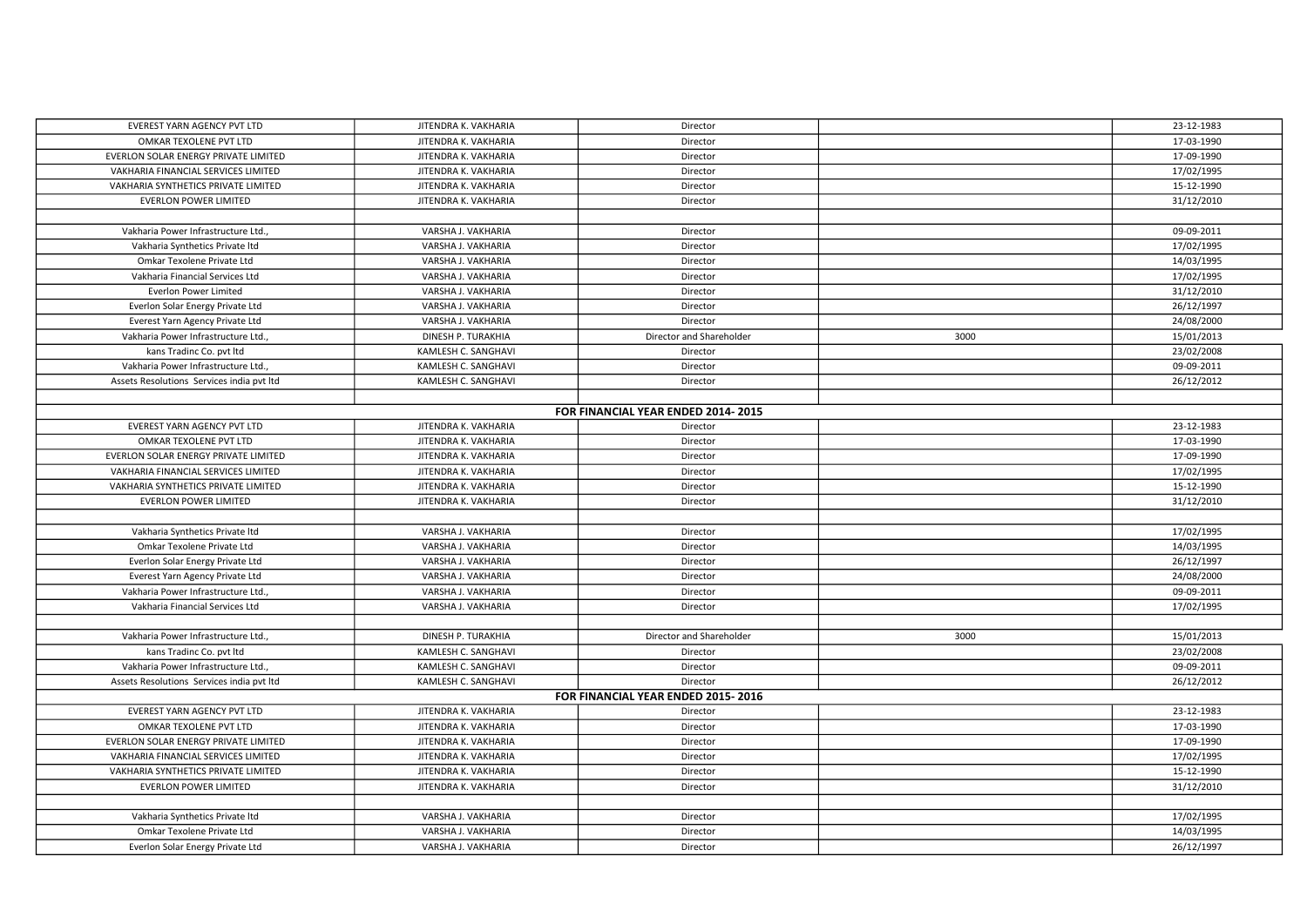| | | | | |
|---|---|---|---|---|
| EVEREST YARN AGENCY PVT LTD | JITENDRA K. VAKHARIA | Director | | 23-12-1983 |
| OMKAR TEXOLENE PVT LTD | JITENDRA K. VAKHARIA | Director | | 17-03-1990 |
| EVERLON SOLAR ENERGY PRIVATE LIMITED | JITENDRA K. VAKHARIA | Director | | 17-09-1990 |
| VAKHARIA FINANCIAL SERVICES LIMITED | JITENDRA K. VAKHARIA | Director | | 17/02/1995 |
| VAKHARIA SYNTHETICS PRIVATE LIMITED | JITENDRA K. VAKHARIA | Director | | 15-12-1990 |
| EVERLON POWER LIMITED | JITENDRA K. VAKHARIA | Director | | 31/12/2010 |
| | | | | |
| Vakharia Power Infrastructure Ltd., | VARSHA J. VAKHARIA | Director | | 09-09-2011 |
| Vakharia Synthetics Private ltd | VARSHA J. VAKHARIA | Director | | 17/02/1995 |
| Omkar Texolene Private Ltd | VARSHA J. VAKHARIA | Director | | 14/03/1995 |
| Vakharia Financial Services Ltd | VARSHA J. VAKHARIA | Director | | 17/02/1995 |
| Everlon Power Limited | VARSHA J. VAKHARIA | Director | | 31/12/2010 |
| Everlon Solar Energy Private Ltd | VARSHA J. VAKHARIA | Director | | 26/12/1997 |
| Everest Yarn Agency Private Ltd | VARSHA J. VAKHARIA | Director | | 24/08/2000 |
| Vakharia Power Infrastructure Ltd., | DINESH P. TURAKHIA | Director and Shareholder | 3000 | 15/01/2013 |
| kans Tradinc Co. pvt ltd | KAMLESH C. SANGHAVI | Director | | 23/02/2008 |
| Vakharia Power Infrastructure Ltd., | KAMLESH C. SANGHAVI | Director | | 09-09-2011 |
| Assets Resolutions Services india pvt ltd | KAMLESH C. SANGHAVI | Director | | 26/12/2012 |
| | | | | |
| | | **FOR FINANCIAL YEAR ENDED 2014- 2015** | | |
| EVEREST YARN AGENCY PVT LTD | JITENDRA K. VAKHARIA | Director | | 23-12-1983 |
| OMKAR TEXOLENE PVT LTD | JITENDRA K. VAKHARIA | Director | | 17-03-1990 |
| EVERLON SOLAR ENERGY PRIVATE LIMITED | JITENDRA K. VAKHARIA | Director | | 17-09-1990 |
| VAKHARIA FINANCIAL SERVICES LIMITED | JITENDRA K. VAKHARIA | Director | | 17/02/1995 |
| VAKHARIA SYNTHETICS PRIVATE LIMITED | JITENDRA K. VAKHARIA | Director | | 15-12-1990 |
| EVERLON POWER LIMITED | JITENDRA K. VAKHARIA | Director | | 31/12/2010 |
| | | | | |
| Vakharia Synthetics Private ltd | VARSHA J. VAKHARIA | Director | | 17/02/1995 |
| Omkar Texolene Private Ltd | VARSHA J. VAKHARIA | Director | | 14/03/1995 |
| Everlon Solar Energy Private Ltd | VARSHA J. VAKHARIA | Director | | 26/12/1997 |
| Everest Yarn Agency Private Ltd | VARSHA J. VAKHARIA | Director | | 24/08/2000 |
| Vakharia Power Infrastructure Ltd., | VARSHA J. VAKHARIA | Director | | 09-09-2011 |
| Vakharia Financial Services Ltd | VARSHA J. VAKHARIA | Director | | 17/02/1995 |
| | | | | |
| Vakharia Power Infrastructure Ltd., | DINESH P. TURAKHIA | Director and Shareholder | 3000 | 15/01/2013 |
| kans Tradinc Co. pvt ltd | KAMLESH C. SANGHAVI | Director | | 23/02/2008 |
| Vakharia Power Infrastructure Ltd., | KAMLESH C. SANGHAVI | Director | | 09-09-2011 |
| Assets Resolutions Services india pvt ltd | KAMLESH C. SANGHAVI | Director | | 26/12/2012 |
| | | **FOR FINANCIAL YEAR ENDED 2015- 2016** | | |
| EVEREST YARN AGENCY PVT LTD | JITENDRA K. VAKHARIA | Director | | 23-12-1983 |
| OMKAR TEXOLENE PVT LTD | JITENDRA K. VAKHARIA | Director | | 17-03-1990 |
| EVERLON SOLAR ENERGY PRIVATE LIMITED | JITENDRA K. VAKHARIA | Director | | 17-09-1990 |
| VAKHARIA FINANCIAL SERVICES LIMITED | JITENDRA K. VAKHARIA | Director | | 17/02/1995 |
| VAKHARIA SYNTHETICS PRIVATE LIMITED | JITENDRA K. VAKHARIA | Director | | 15-12-1990 |
| EVERLON POWER LIMITED | JITENDRA K. VAKHARIA | Director | | 31/12/2010 |
| | | | | |
| Vakharia Synthetics Private ltd | VARSHA J. VAKHARIA | Director | | 17/02/1995 |
| Omkar Texolene Private Ltd | VARSHA J. VAKHARIA | Director | | 14/03/1995 |
| Everlon Solar Energy Private Ltd | VARSHA J. VAKHARIA | Director | | 26/12/1997 |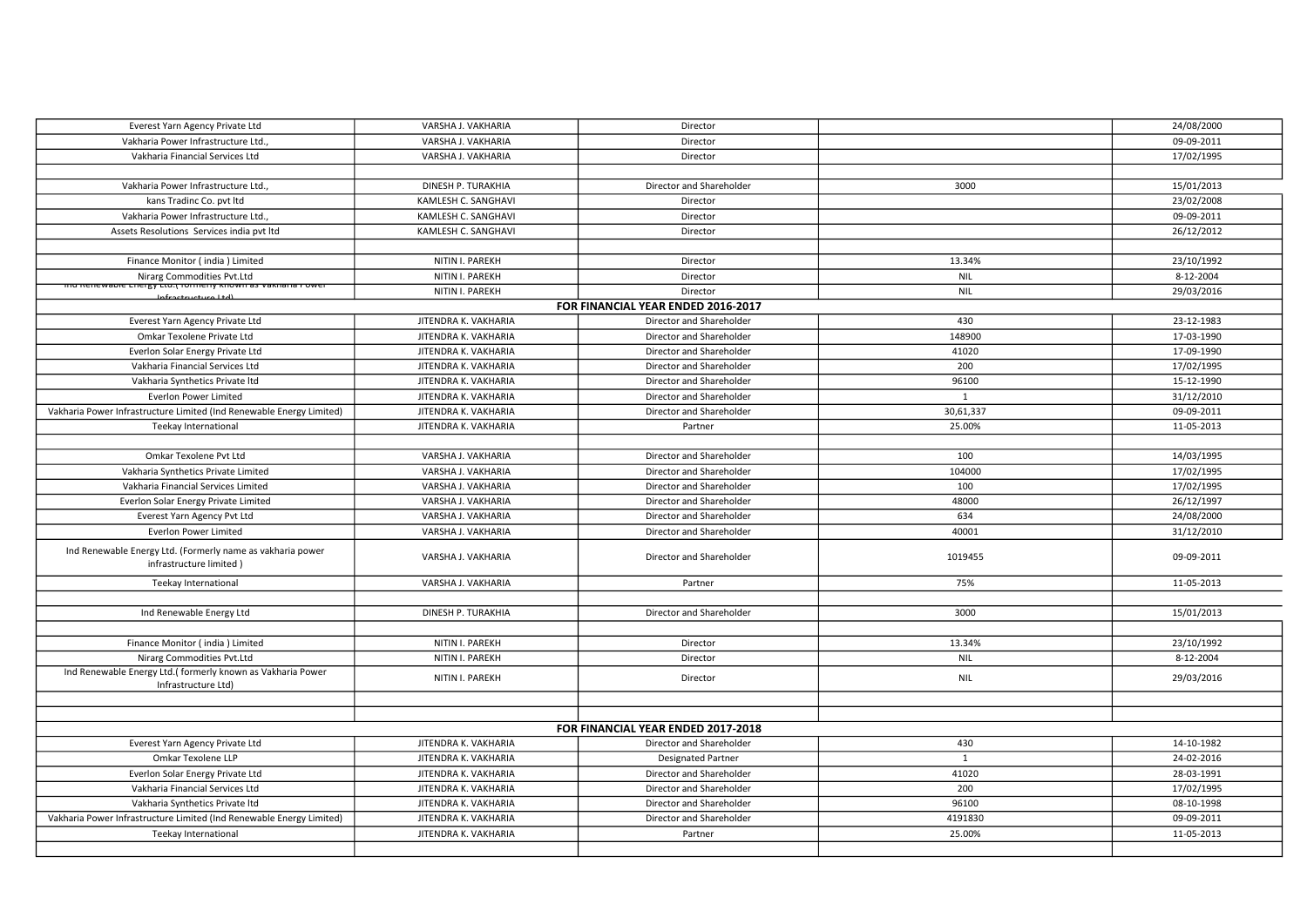| | | | | |
|---|---|---|---|---|
| Everest Yarn Agency Private Ltd | VARSHA J. VAKHARIA | Director | | 24/08/2000 |
| Vakharia Power Infrastructure Ltd., | VARSHA J. VAKHARIA | Director | | 09-09-2011 |
| Vakharia Financial Services Ltd | VARSHA J. VAKHARIA | Director | | 17/02/1995 |
| | | | | |
| Vakharia Power Infrastructure Ltd., | DINESH P. TURAKHIA | Director and Shareholder | 3000 | 15/01/2013 |
| kans Tradinc Co. pvt ltd | KAMLESH C. SANGHAVI | Director | | 23/02/2008 |
| Vakharia Power Infrastructure Ltd., | KAMLESH C. SANGHAVI | Director | | 09-09-2011 |
| Assets Resolutions Services india pvt ltd | KAMLESH C. SANGHAVI | Director | | 26/12/2012 |
| | | | | |
| Finance Monitor ( india ) Limited | NITIN I. PAREKH | Director | 13.34% | 23/10/1992 |
| Nirarg Commodities Pvt.Ltd | NITIN I. PAREKH | Director | NIL | 8-12-2004 |
| Ind Renewable Energy Ltd.( formerly known as Vakharia Power Infrastructure Ltd) | NITIN I. PAREKH | Director | NIL | 29/03/2016 |
| **FOR FINANCIAL YEAR ENDED 2016-2017** | | | | |
| Everest Yarn Agency Private Ltd | JITENDRA K. VAKHARIA | Director and Shareholder | 430 | 23-12-1983 |
| Omkar Texolene Private Ltd | JITENDRA K. VAKHARIA | Director and Shareholder | 148900 | 17-03-1990 |
| Everlon Solar Energy Private Ltd | JITENDRA K. VAKHARIA | Director and Shareholder | 41020 | 17-09-1990 |
| Vakharia Financial Services Ltd | JITENDRA K. VAKHARIA | Director and Shareholder | 200 | 17/02/1995 |
| Vakharia Synthetics Private ltd | JITENDRA K. VAKHARIA | Director and Shareholder | 96100 | 15-12-1990 |
| Everlon Power Limited | JITENDRA K. VAKHARIA | Director and Shareholder | 1 | 31/12/2010 |
| Vakharia Power Infrastructure Limited (Ind Renewable Energy Limited) | JITENDRA K. VAKHARIA | Director and Shareholder | 30,61,337 | 09-09-2011 |
| Teekay International | JITENDRA K. VAKHARIA | Partner | 25.00% | 11-05-2013 |
| | | | | |
| Omkar Texolene Pvt Ltd | VARSHA J. VAKHARIA | Director and Shareholder | 100 | 14/03/1995 |
| Vakharia Synthetics Private Limited | VARSHA J. VAKHARIA | Director and Shareholder | 104000 | 17/02/1995 |
| Vakharia Financial Services Limited | VARSHA J. VAKHARIA | Director and Shareholder | 100 | 17/02/1995 |
| Everlon Solar Energy Private Limited | VARSHA J. VAKHARIA | Director and Shareholder | 48000 | 26/12/1997 |
| Everest Yarn Agency Pvt Ltd | VARSHA J. VAKHARIA | Director and Shareholder | 634 | 24/08/2000 |
| Everlon Power Limited | VARSHA J. VAKHARIA | Director and Shareholder | 40001 | 31/12/2010 |
| Ind Renewable Energy Ltd. (Formerly name as vakharia power infrastructure limited ) | VARSHA J. VAKHARIA | Director and Shareholder | 1019455 | 09-09-2011 |
| Teekay International | VARSHA J. VAKHARIA | Partner | 75% | 11-05-2013 |
| | | | | |
| Ind Renewable Energy Ltd | DINESH P. TURAKHIA | Director and Shareholder | 3000 | 15/01/2013 |
| | | | | |
| Finance Monitor ( india ) Limited | NITIN I. PAREKH | Director | 13.34% | 23/10/1992 |
| Nirarg Commodities Pvt.Ltd | NITIN I. PAREKH | Director | NIL | 8-12-2004 |
| Ind Renewable Energy Ltd.( formerly known as Vakharia Power Infrastructure Ltd) | NITIN I. PAREKH | Director | NIL | 29/03/2016 |
| | | | | |
| | | | | |
| **FOR FINANCIAL YEAR ENDED 2017-2018** | | | | |
| Everest Yarn Agency Private Ltd | JITENDRA K. VAKHARIA | Director and Shareholder | 430 | 14-10-1982 |
| Omkar Texolene LLP | JITENDRA K. VAKHARIA | Designated Partner | 1 | 24-02-2016 |
| Everlon Solar Energy Private Ltd | JITENDRA K. VAKHARIA | Director and Shareholder | 41020 | 28-03-1991 |
| Vakharia Financial Services Ltd | JITENDRA K. VAKHARIA | Director and Shareholder | 200 | 17/02/1995 |
| Vakharia Synthetics Private ltd | JITENDRA K. VAKHARIA | Director and Shareholder | 96100 | 08-10-1998 |
| Vakharia Power Infrastructure Limited (Ind Renewable Energy Limited) | JITENDRA K. VAKHARIA | Director and Shareholder | 4191830 | 09-09-2011 |
| Teekay International | JITENDRA K. VAKHARIA | Partner | 25.00% | 11-05-2013 |
| | | | | |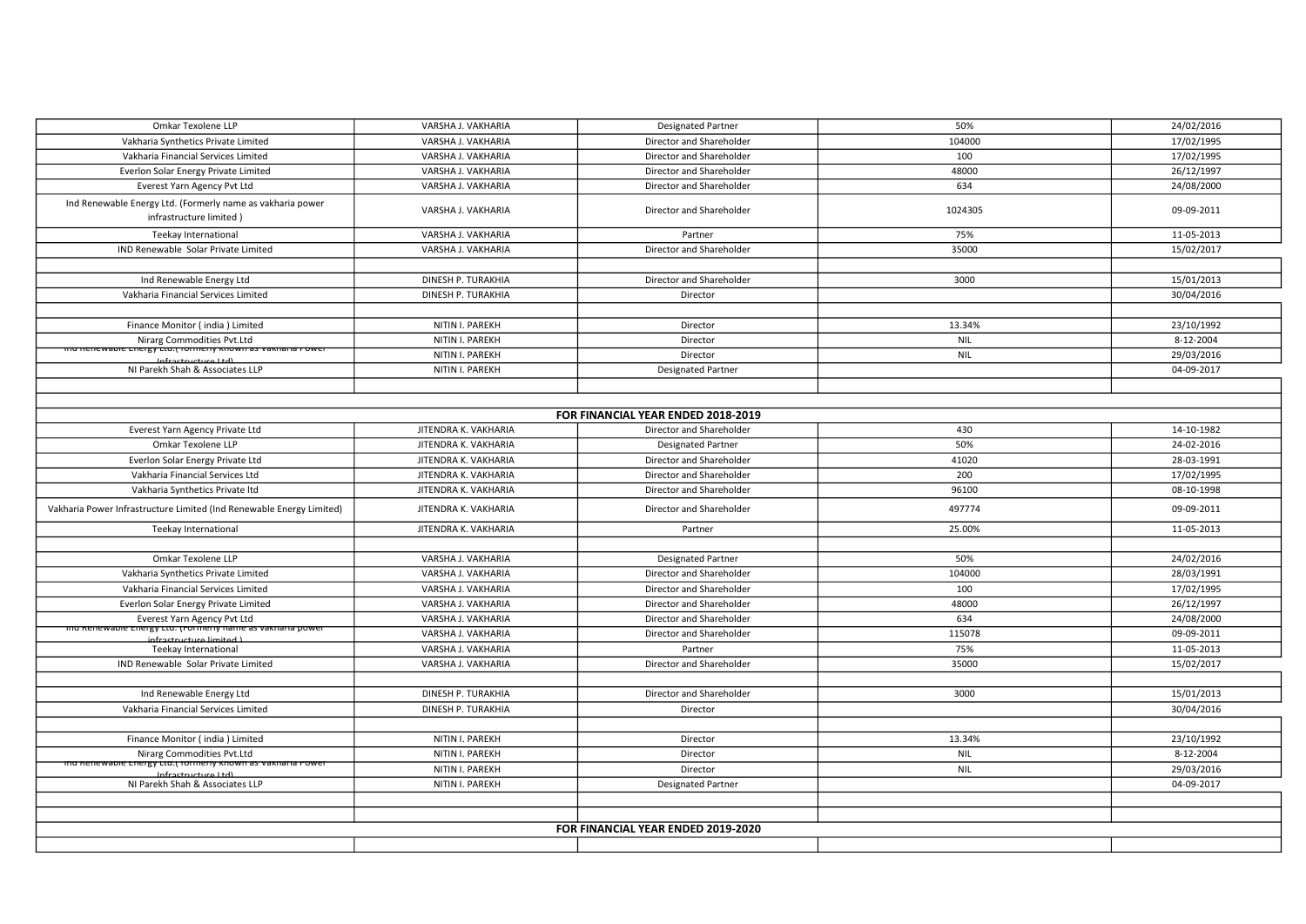| | | | | |
|---|---|---|---|---|
| Omkar Texolene LLP | VARSHA J. VAKHARIA | Designated Partner | 50% | 24/02/2016 |
| Vakharia Synthetics Private Limited | VARSHA J. VAKHARIA | Director and Shareholder | 104000 | 17/02/1995 |
| Vakharia Financial Services Limited | VARSHA J. VAKHARIA | Director and Shareholder | 100 | 17/02/1995 |
| Everlon Solar Energy Private Limited | VARSHA J. VAKHARIA | Director and Shareholder | 48000 | 26/12/1997 |
| Everest Yarn Agency Pvt Ltd | VARSHA J. VAKHARIA | Director and Shareholder | 634 | 24/08/2000 |
| Ind Renewable Energy Ltd. (Formerly name as vakharia power infrastructure limited ) | VARSHA J. VAKHARIA | Director and Shareholder | 1024305 | 09-09-2011 |
| Teekay International | VARSHA J. VAKHARIA | Partner | 75% | 11-05-2013 |
| IND Renewable Solar Private Limited | VARSHA J. VAKHARIA | Director and Shareholder | 35000 | 15/02/2017 |
| | | | | |
| Ind Renewable Energy Ltd | DINESH P. TURAKHIA | Director and Shareholder | 3000 | 15/01/2013 |
| Vakharia Financial Services Limited | DINESH P. TURAKHIA | Director | | 30/04/2016 |
| | | | | |
| Finance Monitor ( india ) Limited | NITIN I. PAREKH | Director | 13.34% | 23/10/1992 |
| Nirarg Commodities Pvt.Ltd | NITIN I. PAREKH | Director | NIL | 8-12-2004 |
| Ind Renewable Energy Ltd.( formerly known as Vakharia Power Infrastructure Ltd) | NITIN I. PAREKH | Director | NIL | 29/03/2016 |
| NI Parekh Shah & Associates LLP | NITIN I. PAREKH | Designated Partner | | 04-09-2017 |
| | | | | |
| | | | | |
| | | **FOR FINANCIAL YEAR ENDED 2018-2019** | | |
| Everest Yarn Agency Private Ltd | JITENDRA K. VAKHARIA | Director and Shareholder | 430 | 14-10-1982 |
| Omkar Texolene LLP | JITENDRA K. VAKHARIA | Designated Partner | 50% | 24-02-2016 |
| Everlon Solar Energy Private Ltd | JITENDRA K. VAKHARIA | Director and Shareholder | 41020 | 28-03-1991 |
| Vakharia Financial Services Ltd | JITENDRA K. VAKHARIA | Director and Shareholder | 200 | 17/02/1995 |
| Vakharia Synthetics Private ltd | JITENDRA K. VAKHARIA | Director and Shareholder | 96100 | 08-10-1998 |
| Vakharia Power Infrastructure Limited (Ind Renewable Energy Limited) | JITENDRA K. VAKHARIA | Director and Shareholder | 497774 | 09-09-2011 |
| Teekay International | JITENDRA K. VAKHARIA | Partner | 25.00% | 11-05-2013 |
| | | | | |
| Omkar Texolene LLP | VARSHA J. VAKHARIA | Designated Partner | 50% | 24/02/2016 |
| Vakharia Synthetics Private Limited | VARSHA J. VAKHARIA | Director and Shareholder | 104000 | 28/03/1991 |
| Vakharia Financial Services Limited | VARSHA J. VAKHARIA | Director and Shareholder | 100 | 17/02/1995 |
| Everlon Solar Energy Private Limited | VARSHA J. VAKHARIA | Director and Shareholder | 48000 | 26/12/1997 |
| Everest Yarn Agency Pvt Ltd | VARSHA J. VAKHARIA | Director and Shareholder | 634 | 24/08/2000 |
| Ind Renewable Energy Ltd. (Formerly name as vakharia power infrastructure limited ) | VARSHA J. VAKHARIA | Director and Shareholder | 115078 | 09-09-2011 |
| Teekay International | VARSHA J. VAKHARIA | Partner | 75% | 11-05-2013 |
| IND Renewable Solar Private Limited | VARSHA J. VAKHARIA | Director and Shareholder | 35000 | 15/02/2017 |
| | | | | |
| Ind Renewable Energy Ltd | DINESH P. TURAKHIA | Director and Shareholder | 3000 | 15/01/2013 |
| Vakharia Financial Services Limited | DINESH P. TURAKHIA | Director | | 30/04/2016 |
| | | | | |
| Finance Monitor ( india ) Limited | NITIN I. PAREKH | Director | 13.34% | 23/10/1992 |
| Nirarg Commodities Pvt.Ltd | NITIN I. PAREKH | Director | NIL | 8-12-2004 |
| Ind Renewable Energy Ltd.( formerly known as Vakharia Power Infrastructure Ltd) | NITIN I. PAREKH | Director | NIL | 29/03/2016 |
| NI Parekh Shah & Associates LLP | NITIN I. PAREKH | Designated Partner | | 04-09-2017 |
| | | | | |
| | | | | |
| | | **FOR FINANCIAL YEAR ENDED 2019-2020** | | |
| | | | | |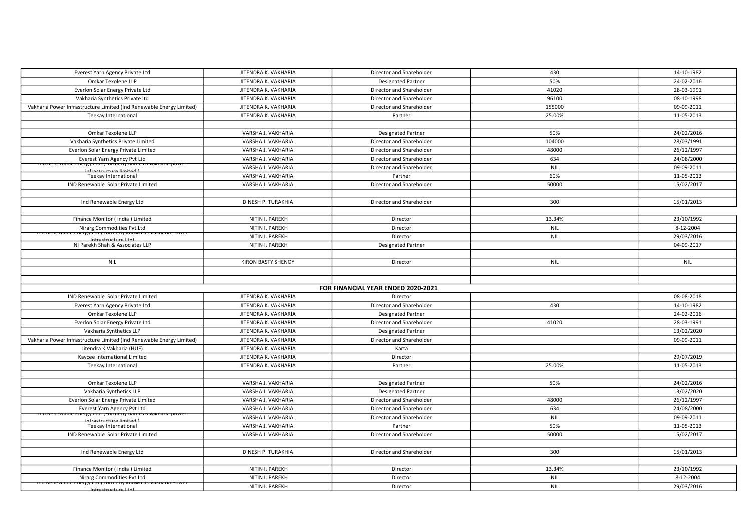| | | | | |
|---|---|---|---|---|
| Everest Yarn Agency Private Ltd | JITENDRA K. VAKHARIA | Director and Shareholder | 430 | 14-10-1982 |
| Omkar Texolene LLP | JITENDRA K. VAKHARIA | Designated Partner | 50% | 24-02-2016 |
| Everlon Solar Energy Private Ltd | JITENDRA K. VAKHARIA | Director and Shareholder | 41020 | 28-03-1991 |
| Vakharia Synthetics Private ltd | JITENDRA K. VAKHARIA | Director and Shareholder | 96100 | 08-10-1998 |
| Vakharia Power Infrastructure Limited (Ind Renewable Energy Limited) | JITENDRA K. VAKHARIA | Director and Shareholder | 155000 | 09-09-2011 |
| Teekay International | JITENDRA K. VAKHARIA | Partner | 25.00% | 11-05-2013 |
| | | | | |
| Omkar Texolene LLP | VARSHA J. VAKHARIA | Designated Partner | 50% | 24/02/2016 |
| Vakharia Synthetics Private Limited | VARSHA J. VAKHARIA | Director and Shareholder | 104000 | 28/03/1991 |
| Everlon Solar Energy Private Limited | VARSHA J. VAKHARIA | Director and Shareholder | 48000 | 26/12/1997 |
| Everest Yarn Agency Pvt Ltd | VARSHA J. VAKHARIA | Director and Shareholder | 634 | 24/08/2000 |
| Ind Renewable Energy Ltd. (Formerly name as Vakharia power infrastructure limited ) | VARSHA J. VAKHARIA | Director and Shareholder | NIL | 09-09-2011 |
| Teekay International | VARSHA J. VAKHARIA | Partner | 60% | 11-05-2013 |
| IND Renewable Solar Private Limited | VARSHA J. VAKHARIA | Director and Shareholder | 50000 | 15/02/2017 |
| | | | | |
| Ind Renewable Energy Ltd | DINESH P. TURAKHIA | Director and Shareholder | 300 | 15/01/2013 |
| | | | | |
| Finance Monitor ( india ) Limited | NITIN I. PAREKH | Director | 13.34% | 23/10/1992 |
| Nirarg Commodities Pvt.Ltd | NITIN I. PAREKH | Director | NIL | 8-12-2004 |
| Ind Renewable Energy Ltd.( formerly known as Vakharia Power Infrastructure Ltd) | NITIN I. PAREKH | Director | NIL | 29/03/2016 |
| NI Parekh Shah & Associates LLP | NITIN I. PAREKH | Designated Partner | | 04-09-2017 |
| | | | | |
| NIL | KIRON BASTY SHENOY | Director | NIL | NIL |
| | | | | |
| | | | | |
| | | **FOR FINANCIAL YEAR ENDED 2020-2021** | | |
| IND Renewable Solar Private Limited | JITENDRA K. VAKHARIA | Director | | 08-08-2018 |
| Everest Yarn Agency Private Ltd | JITENDRA K. VAKHARIA | Director and Shareholder | 430 | 14-10-1982 |
| Omkar Texolene LLP | JITENDRA K. VAKHARIA | Designated Partner | | 24-02-2016 |
| Everlon Solar Energy Private Ltd | JITENDRA K. VAKHARIA | Director and Shareholder | 41020 | 28-03-1991 |
| Vakharia Synthetics LLP | JITENDRA K. VAKHARIA | Designated Partner | | 13/02/2020 |
| Vakharia Power Infrastructure Limited (Ind Renewable Energy Limited) | JITENDRA K. VAKHARIA | Director and Shareholder | | 09-09-2011 |
| Jitendra K Vakharia (HUF) | JITENDRA K. VAKHARIA | Karta | | |
| Kaycee International Limited | JITENDRA K. VAKHARIA | Director | | 29/07/2019 |
| Teekay International | JITENDRA K. VAKHARIA | Partner | 25.00% | 11-05-2013 |
| | | | | |
| Omkar Texolene LLP | VARSHA J. VAKHARIA | Designated Partner | 50% | 24/02/2016 |
| Vakharia Synthetics LLP | VARSHA J. VAKHARIA | Designated Partner | | 13/02/2020 |
| Everlon Solar Energy Private Limited | VARSHA J. VAKHARIA | Director and Shareholder | 48000 | 26/12/1997 |
| Everest Yarn Agency Pvt Ltd | VARSHA J. VAKHARIA | Director and Shareholder | 634 | 24/08/2000 |
| Ind Renewable Energy Ltd. (Formerly name as Vakharia power infrastructure limited ) | VARSHA J. VAKHARIA | Director and Shareholder | NIL | 09-09-2011 |
| Teekay International | VARSHA J. VAKHARIA | Partner | 50% | 11-05-2013 |
| IND Renewable Solar Private Limited | VARSHA J. VAKHARIA | Director and Shareholder | 50000 | 15/02/2017 |
| | | | | |
| Ind Renewable Energy Ltd | DINESH P. TURAKHIA | Director and Shareholder | 300 | 15/01/2013 |
| | | | | |
| Finance Monitor ( india ) Limited | NITIN I. PAREKH | Director | 13.34% | 23/10/1992 |
| Nirarg Commodities Pvt.Ltd | NITIN I. PAREKH | Director | NIL | 8-12-2004 |
| Ind Renewable Energy Ltd.( formerly known as Vakharia Power Infrastructure Ltd) | NITIN I. PAREKH | Director | NIL | 29/03/2016 |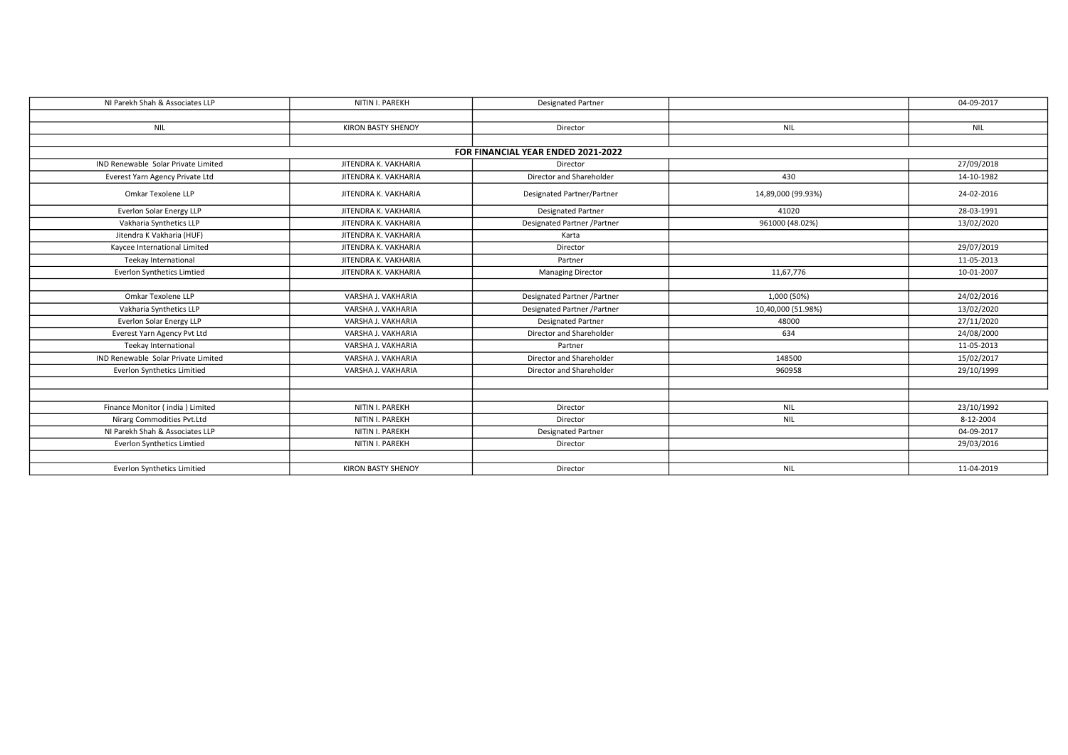| | | | | |
|---|---|---|---|---|
| NI Parekh Shah & Associates LLP | NITIN I. PAREKH | Designated Partner | | 04-09-2017 |
| | | | | |
| NIL | KIRON BASTY SHENOY | Director | NIL | NIL |
| | | | | |
| | | **FOR FINANCIAL YEAR ENDED 2021-2022** | | |
| IND Renewable Solar Private Limited | JITENDRA K. VAKHARIA | Director | | 27/09/2018 |
| Everest Yarn Agency Private Ltd | JITENDRA K. VAKHARIA | Director and Shareholder | 430 | 14-10-1982 |
| Omkar Texolene LLP | JITENDRA K. VAKHARIA | Designated Partner/Partner | 14,89,000 (99.93%) | 24-02-2016 |
| Everlon Solar Energy LLP | JITENDRA K. VAKHARIA | Designated Partner | 41020 | 28-03-1991 |
| Vakharia Synthetics LLP | JITENDRA K. VAKHARIA | Designated Partner /Partner | 961000 (48.02%) | 13/02/2020 |
| Jitendra K Vakharia (HUF) | JITENDRA K. VAKHARIA | Karta | | |
| Kaycee International Limited | JITENDRA K. VAKHARIA | Director | | 29/07/2019 |
| Teekay International | JITENDRA K. VAKHARIA | Partner | | 11-05-2013 |
| Everlon Synthetics Limtied | JITENDRA K. VAKHARIA | Managing Director | 11,67,776 | 10-01-2007 |
| | | | | |
| Omkar Texolene LLP | VARSHA J. VAKHARIA | Designated Partner /Partner | 1,000 (50%) | 24/02/2016 |
| Vakharia Synthetics LLP | VARSHA J. VAKHARIA | Designated Partner /Partner | 10,40,000 (51.98%) | 13/02/2020 |
| Everlon Solar Energy LLP | VARSHA J. VAKHARIA | Designated Partner | 48000 | 27/11/2020 |
| Everest Yarn Agency Pvt Ltd | VARSHA J. VAKHARIA | Director and Shareholder | 634 | 24/08/2000 |
| Teekay International | VARSHA J. VAKHARIA | Partner | | 11-05-2013 |
| IND Renewable Solar Private Limited | VARSHA J. VAKHARIA | Director and Shareholder | 148500 | 15/02/2017 |
| Everlon Synthetics Limitied | VARSHA J. VAKHARIA | Director and Shareholder | 960958 | 29/10/1999 |
| | | | | |
| | | | | |
| Finance Monitor ( india ) Limited | NITIN I. PAREKH | Director | NIL | 23/10/1992 |
| Nirarg Commodities Pvt.Ltd | NITIN I. PAREKH | Director | NIL | 8-12-2004 |
| NI Parekh Shah & Associates LLP | NITIN I. PAREKH | Designated Partner | | 04-09-2017 |
| Everlon Synthetics Limtied | NITIN I. PAREKH | Director | | 29/03/2016 |
| | | | | |
| Everlon Synthetics Limitied | KIRON BASTY SHENOY | Director | NIL | 11-04-2019 |